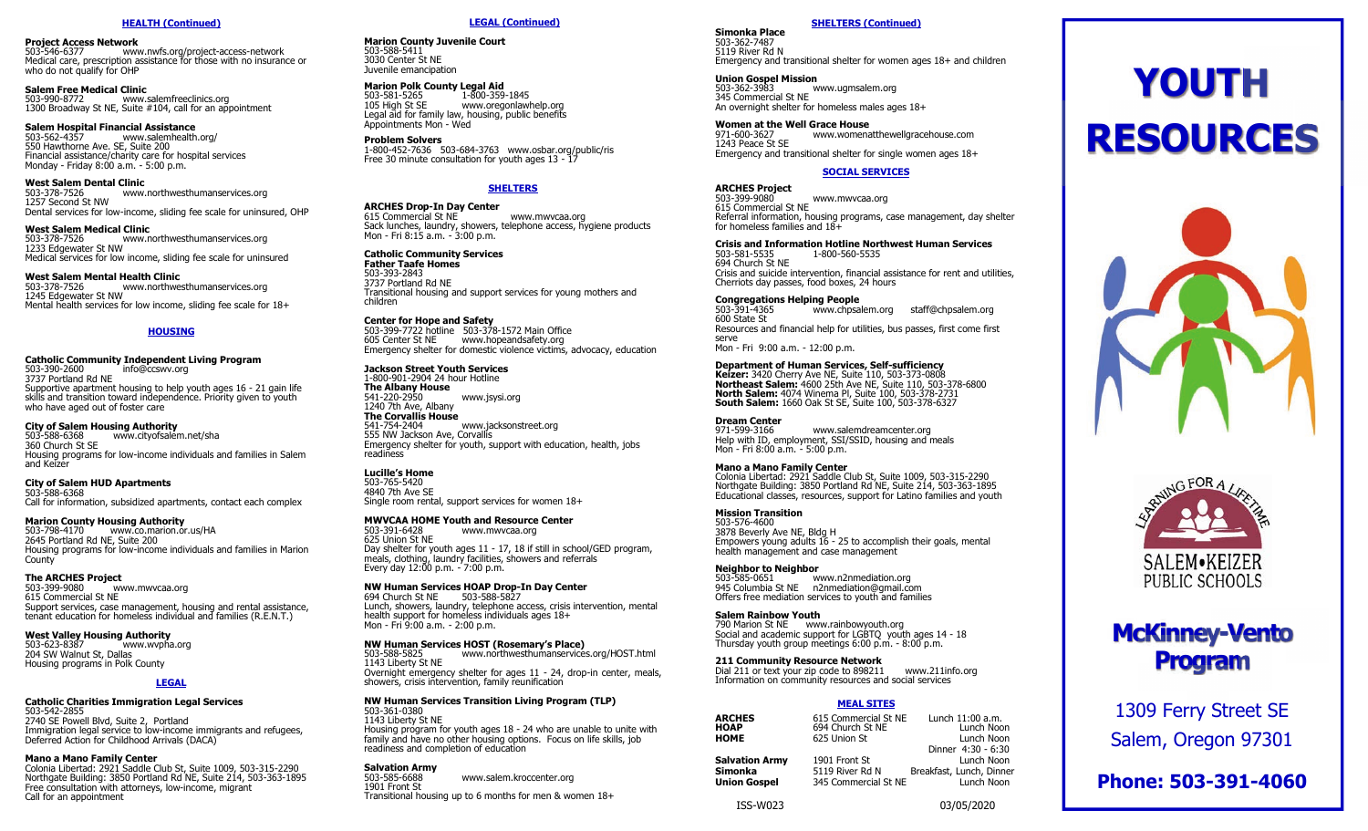## HEALTH (Continued)

**Project Access Network**
503-546-6377 www.nwfs.org/project-access-network
Medical care, prescription assistance for those with no insurance or who do not qualify for OHP

**Salem Free Medical Clinic**
503-990-8772 www.salemfreeclinics.org
1300 Broadway St NE, Suite #104, call for an appointment

**Salem Hospital Financial Assistance**
503-562-4357 www.salemhealth.org/
550 Hawthorne Ave. SE, Suite 200
Financial assistance/charity care for hospital services
Monday - Friday 8:00 a.m. - 5:00 p.m.

**West Salem Dental Clinic**
503-378-7526 www.northwesthumanservices.org
1257 Second St NW
Dental services for low-income, sliding fee scale for uninsured, OHP

**West Salem Medical Clinic**
503-378-7526 www.northwesthumanservices.org
1233 Edgewater St NW
Medical services for low income, sliding fee scale for uninsured

**West Salem Mental Health Clinic**
503-378-7526 www.northwesthumanservices.org
1245 Edgewater St NW
Mental health services for low income, sliding fee scale for 18+

## HOUSING

**Catholic Community Independent Living Program**
503-390-2600 info@ccswv.org
3737 Portland Rd NE
Supportive apartment housing to help youth ages 16 - 21 gain life skills and transition toward independence. Priority given to youth who have aged out of foster care

**City of Salem Housing Authority**
503-588-6368 www.cityofsalem.net/sha
360 Church St SE
Housing programs for low-income individuals and families in Salem and Keizer

**City of Salem HUD Apartments**
503-588-6368
Call for information, subsidized apartments, contact each complex

**Marion County Housing Authority**
503-798-4170 www.co.marion.or.us/HA
2645 Portland Rd NE, Suite 200
Housing programs for low-income individuals and families in Marion County

**The ARCHES Project**
503-399-9080 www.mwvcaa.org
615 Commercial St NE
Support services, case management, housing and rental assistance, tenant education for homeless individual and families (R.E.N.T.)

**West Valley Housing Authority**
503-623-8387 www.wvpha.org
204 SW Walnut St, Dallas
Housing programs in Polk County

## LEGAL

**Catholic Charities Immigration Legal Services**
503-542-2855
2740 SE Powell Blvd, Suite 2, Portland
Immigration legal service to low-income immigrants and refugees, Deferred Action for Childhood Arrivals (DACA)

**Mano a Mano Family Center**
Colonia Libertad: 2921 Saddle Club St, Suite 1009, 503-315-2290
Northgate Building: 3850 Portland Rd NE, Suite 214, 503-363-1895
Free consultation with attorneys, low-income, migrant
Call for an appointment

## LEGAL (Continued)

**Marion County Juvenile Court**
503-588-5411
3030 Center St NE
Juvenile emancipation

**Marion Polk County Legal Aid**
503-581-5265 1-800-359-1845
105 High St SE www.oregonlawhelp.org
Legal aid for family law, housing, public benefits
Appointments Mon - Wed

**Problem Solvers**
1-800-452-7636 503-684-3763 www.osbar.org/public/ris
Free 30 minute consultation for youth ages 13 - 17

## SHELTERS

**ARCHES Drop-In Day Center**
615 Commercial St NE www.mwvcaa.org
Sack lunches, laundry, showers, telephone access, hygiene products
Mon - Fri 8:15 a.m. - 3:00 p.m.

**Catholic Community Services**
**Father Taafe Homes**
503-393-2843
3737 Portland Rd NE
Transitional housing and support services for young mothers and children

**Center for Hope and Safety**
503-399-7722 hotline 503-378-1572 Main Office
605 Center St NE www.hopeandsafety.org
Emergency shelter for domestic violence victims, advocacy, education

**Jackson Street Youth Services**
1-800-901-2904 24 hour Hotline
**The Albany House**
541-220-2950 www.jsysi.org
1240 7th Ave, Albany
**The Corvallis House**
541-754-2404 www.jacksonstreet.org
555 NW Jackson Ave, Corvallis
Emergency shelter for youth, support with education, health, jobs readiness

**Lucille's Home**
503-765-5420
4840 7th Ave SE
Single room rental, support services for women 18+

**MWVCAA HOME Youth and Resource Center**
503-391-6428 www.mwvcaa.org
625 Union St NE
Day shelter for youth ages 11 - 17, 18 if still in school/GED program, meals, clothing, laundry facilities, showers and referrals
Every day 12:00 p.m. - 7:00 p.m.

**NW Human Services HOAP Drop-In Day Center**
694 Church St NE 503-588-5827
Lunch, showers, laundry, telephone access, crisis intervention, mental health support for homeless individuals ages 18+
Mon - Fri 9:00 a.m. - 2:00 p.m.

**NW Human Services HOST (Rosemary's Place)**
503-588-5825 www.northwesthumanservices.org/HOST.html
1143 Liberty St NE
Overnight emergency shelter for ages 11 - 24, drop-in center, meals, showers, crisis intervention, family reunification

**NW Human Services Transition Living Program (TLP)**
503-361-0380
1143 Liberty St NE
Housing program for youth ages 18 - 24 who are unable to unite with family and have no other housing options. Focus on life skills, job readiness and completion of education

**Salvation Army**
503-585-6688 www.salem.kroccenter.org
1901 Front St
Transitional housing up to 6 months for men & women 18+

## SHELTERS (Continued)

**Simonka Place**
503-362-7487
5119 River Rd N
Emergency and transitional shelter for women ages 18+ and children

**Union Gospel Mission**
503-362-3983 www.ugmsalem.org
345 Commercial St NE
An overnight shelter for homeless males ages 18+

**Women at the Well Grace House**
971-600-3627 www.womenatthewellgracehouse.com
1243 Peace St SE
Emergency and transitional shelter for single women ages 18+

## SOCIAL SERVICES

**ARCHES Project**
503-399-9080 www.mwvcaa.org
615 Commercial St NE
Referral information, housing programs, case management, day shelter for homeless families and 18+

**Crisis and Information Hotline Northwest Human Services**
503-581-5535 1-800-560-5535
694 Church St NE
Crisis and suicide intervention, financial assistance for rent and utilities, Cherriots day passes, food boxes, 24 hours

**Congregations Helping People**
503-391-4365 www.chpsalem.org staff@chpsalem.org
600 State St
Resources and financial help for utilities, bus passes, first come first serve
Mon - Fri 9:00 a.m. - 12:00 p.m.

**Department of Human Services, Self-sufficiency**
**Keizer:** 3420 Cherry Ave NE, Suite 110, 503-373-0808
**Northeast Salem:** 4600 25th Ave NE, Suite 110, 503-378-6800
**North Salem:** 4074 Winema Pl, Suite 100, 503-378-2731
**South Salem:** 1660 Oak St SE, Suite 100, 503-378-6327

**Dream Center**
971-599-3166 www.salemdreamcenter.org
Help with ID, employment, SSI/SSID, housing and meals
Mon - Fri 8:00 a.m. - 5:00 p.m.

**Mano a Mano Family Center**
Colonia Libertad: 2921 Saddle Club St, Suite 1009, 503-315-2290
Northgate Building: 3850 Portland Rd NE, Suite 214, 503-363-1895
Educational classes, resources, support for Latino families and youth

**Mission Transition**
503-576-4600
3878 Beverly Ave NE, Bldg H
Empowers young adults 16 - 25 to accomplish their goals, mental health management and case management

**Neighbor to Neighbor**
503-585-0651 www.n2nmediation.org
945 Columbia St NE n2nmediation@gmail.com
Offers free mediation services to youth and families

**Salem Rainbow Youth**
790 Marion St NE www.rainbowyouth.org
Social and academic support for LGBTQ youth ages 14 - 18
Thursday youth group meetings 6:00 p.m. - 8:00 p.m.

**211 Community Resource Network**
Dial 211 or text your zip code to 898211 www.211info.org
Information on community resources and social services

## MEAL SITES

| | | |
|---|---|---|
| **ARCHES** | 615 Commercial St NE | Lunch 11:00 a.m. |
| **HOAP** | 694 Church St NE | Lunch Noon |
| **HOME** | 625 Union St | Lunch Noon<br>Dinner 4:30 - 6:30 |
| **Salvation Army** | 1901 Front St | Lunch Noon |
| **Simonka** | 5119 River Rd N | Breakfast, Lunch, Dinner |
| **Union Gospel** | 345 Commercial St NE | Lunch Noon |

ISS-W023 03/05/2020

# YOUTH RESOURCES

LEARNING FOR A LIFETIME
SALEM•KEIZER PUBLIC SCHOOLS

## McKinney-Vento Program

1309 Ferry Street SE
Salem, Oregon 97301

**Phone: 503-391-4060**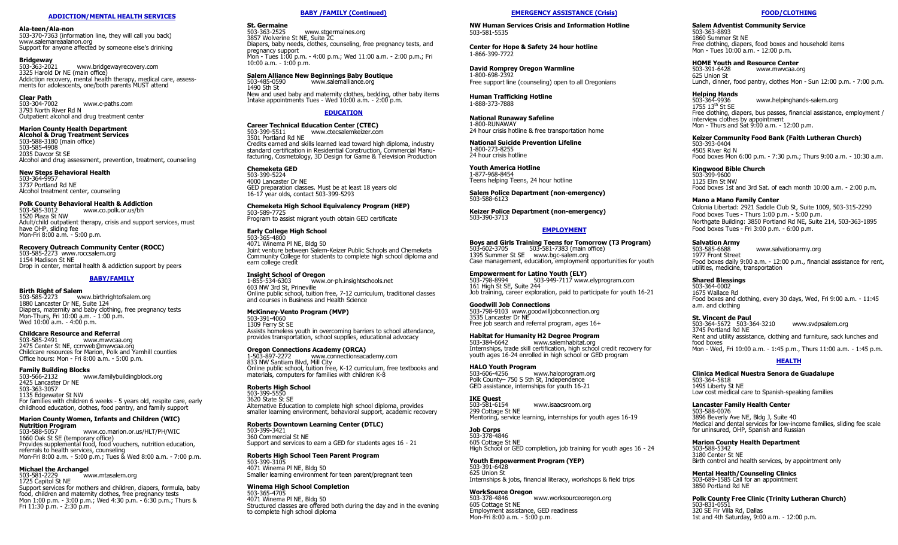## ADDICTION/MENTAL HEALTH SERVICES

**Ala-teen/Ala-non**
503-370-7363 (information line, they will call you back)
www.salemareaalanon.org
Support for anyone affected by someone else's drinking

**Bridgeway**
503-363-2021 www.bridgewayrecovery.com
3325 Harold Dr NE (main office)
Addiction recovery, mental health therapy, medical care, assessments for adolescents, one/both parents MUST attend

**Clear Path**
503-304-7002 www.c-paths.com
3793 North River Rd N
Outpatient alcohol and drug treatment center

**Marion County Health Department Alcohol & Drug Treatment Services**
503-588-3180 (main office)
503-585-4908
2035 Davcor St SE
Alcohol and drug assessment, prevention, treatment, counseling

**New Steps Behavioral Health**
503-364-9957
3737 Portland Rd NE
Alcohol treatment center, counseling

**Polk County Behavioral Health & Addiction**
503-585-3012 www.co.polk.or.us/bh
1520 Plaza St NW
Adult/child outpatient therapy, crisis and support services, must have OHP, sliding fee
Mon-Fri 8:00 a.m. - 5:00 p.m.

**Recovery Outreach Community Center (ROCC)**
503-585-2273 www.roccsalem.org
1154 Madison St NE
Drop in center, mental health & addiction support by peers

## BABY/FAMILY

**Birth Right of Salem**
503-585-2273 www.birthrightofsalem.org
1880 Lancaster Dr NE, Suite 124
Diapers, maternity and baby clothing, free pregnancy tests
Mon-Thurs, Fri 10:00 a.m. - 1:00 p.m.
Wed 10:00 a.m. - 4:00 p.m.

**Childcare Resource and Referral**
503-585-2491 www.mwvcaa.org
2475 Center St NE, ccrrweb@mwvcaa.org
Childcare resources for Marion, Polk and Yamhill counties
Office hours: Mon - Fri 8:00 a.m. - 5:00 p.m.

**Family Building Blocks**
503-566-2132 www.familybuildingblock.org
2425 Lancaster Dr NE
503-363-3057
1135 Edgewater St NW
For families with children 6 weeks - 5 years old, respite care, early childhood education, clothes, food pantry, and family support

**Marion County Women, Infants and Children (WIC) Nutrition Program**
503-588-5057 www.co.marion.or.us/HLT/PH/WIC
1660 Oak St SE (temporary office)
Provides supplemental food, food vouchers, nutrition education, referrals to health services, counseling
Mon-Fri 8:00 a.m. - 5:00 p.m.; Tues & Wed 8:00 a.m. - 7:00 p.m.

**Michael the Archangel**
503-581-2229 www.mtasalem.org
1725 Capitol St NE
Support services for mothers and children, diapers, formula, baby food, children and maternity clothes, free pregnancy tests
Mon 1:00 p.m. - 3:00 p.m.; Wed 4:30 p.m. - 6:30 p.m.; Thurs & Fri 11:30 p.m. - 2:30 p.m.

## BABY /FAMILY (Continued)

**St. Germaine**
503-363-2525 www.stgermaines.org
3857 Wolverine St NE, Suite 2C
Diapers, baby needs, clothes, counseling, free pregnancy tests, and pregnancy support
Mon - Tues 1:00 p.m. - 4:00 p.m.; Wed 11:00 a.m. - 2:00 p.m.; Fri 10:00 a.m. - 1:00 p.m.

**Salem Alliance New Beginnings Baby Boutique**
503-485-0590 www.salemalliance.org
1490 5th St
New and used baby and maternity clothes, bedding, other baby items
Intake appointments Tues - Wed 10:00 a.m. - 2:00 p.m.

## EDUCATION

**Career Technical Education Center (CTEC)**
503-399-5511 www.ctecsalemkeizer.com
3501 Portland Rd NE
Credits earned and skills learned lead toward high diploma, industry standard certification in Residential Construction, Commercial Manufacturing, Cosmetology, 3D Design for Game & Television Production

**Chemeketa GED**
503-399-5224
4000 Lancaster Dr NE
GED preparation classes. Must be at least 18 years old
16-17 year olds, contact 503-399-5293

**Chemeketa High School Equivalency Program (HEP)**
503-589-7725
Program to assist migrant youth obtain GED certificate

**Early College High School**
503-365-4800
4071 Winema Pl NE, Bldg 50
Joint venture between Salem-Keizer Public Schools and Chemeketa Community College for students to complete high school diploma and earn college credit

**Insight School of Oregon**
1-855-534-6303 www.or-ph.insightschools.net
603 NW 3rd St, Prineville
Online public school, tuition free, 7-12 curriculum, traditional classes and courses in Business and Health Science

**McKinney-Vento Program (MVP)**
503-391-4060
1309 Ferry St SE
Assists homeless youth in overcoming barriers to school attendance, provides transportation, school supplies, educational advocacy

**Oregon Connections Academy (ORCA)**
1-503-897-2272 www.connectionsacademy.com
833 NW Santiam Blvd, Mill City
Online public school, tuition free, K-12 curriculum, free textbooks and materials, computers for families with children K-8

**Roberts High School**
503-399-5550
3620 State St SE
Alternative Education to complete high school diploma, provides smaller learning environment, behavioral support, academic recovery

**Roberts Downtown Learning Center (DTLC)**
503-399-3421
360 Commercial St NE
Support and services to earn a GED for students ages 16 - 21

**Roberts High School Teen Parent Program**
503-399-3105
4071 Winema Pl NE, Bldg 50
Smaller learning environment for teen parent/pregnant teen

**Winema High School Completion**
503-365-4705
4071 Winema Pl NE, Bldg 50
Structured classes are offered both during the day and in the evening to complete high school diploma

## EMERGENCY ASSISTANCE (Crisis)

**NW Human Services Crisis and Information Hotline**
503-581-5535

**Center for Hope & Safety 24 hour hotline**
1-866-399-7722

**David Romprey Oregon Warmline**
1-800-698-2392
Free support line (counseling) open to all Oregonians

**Human Trafficking Hotline**
1-888-373-7888

**National Runaway Safeline**
1-800-RUNAWAY
24 hour crisis hotline & free transportation home

**National Suicide Prevention Lifeline**
1-800-273-8255
24 hour crisis hotline

**Youth America Hotline**
1-877-968-8454
Teens helping Teens, 24 hour hotline

**Salem Police Department (non-emergency)**
503-588-6123

**Keizer Police Department (non-emergency)**
503-390-3713

## EMPLOYMENT

**Boys and Girls Training Teens for Tomorrow (T3 Program)**
503-602-3705 503-581-7383 (main office)
1395 Summer St SE www.bgc-salem.org
Case management, education, employment opportunities for youth

**Empowerment for Latino Youth (ELY)**
503-798-8994 503-949-7117 www.elyprogram.com
161 High St SE, Suite 244
Job training, career exploration, paid to participate for youth 16-21

**Goodwill Job Connections**
503-798-9103 www.goodwilljobconnection.org
3535 Lancaster Dr NE
Free job search and referral program, ages 16+

**Habitat for Humanity H2 Degree Program**
503-384-6642 www.salemhabitat.org
Internships, trade skill certification, high school credit recovery for youth ages 16-24 enrolled in high school or GED program

**HALO Youth Program**
503-606-4256 www.haloprogram.org
Polk County– 750 S 5th St, Independence
GED assistance, internships for youth 16-21

**IKE Quest**
503-581-6154 www.isaacsroom.org
299 Cottage St NE
Mentoring, service learning, internships for youth ages 16-19

**Job Corps**
503-378-4846
605 Cottage St NE
High School or GED completion, job training for youth ages 16 - 24

**Youth Empowerment Program (YEP)**
503-391-6428
625 Union St
Internships & jobs, financial literacy, workshops & field trips

**WorkSource Oregon**
503-378-4846 www.worksourceoregon.org
605 Cottage St NE
Employment assistance, GED readiness
Mon-Fri 8:00 a.m. - 5:00 p.m.

## FOOD/CLOTHING

**Salem Adventist Community Service**
503-363-8893
1860 Summer St NE
Free clothing, diapers, food boxes and household items
Mon - Tues 10:00 a.m. - 12:00 p.m.

**HOME Youth and Resource Center**
503-391-6428 www.mwvcaa.org
625 Union St
Lunch, dinner, food pantry, clothes Mon - Sun 12:00 p.m. - 7:00 p.m.

**Helping Hands**
503-364-9936 www.helpinghands-salem.org
1755 13th St SE
Free clothing, diapers, bus passes, financial assistance, employment / interview clothes by appointment
Mon - Thurs and Sat 9:00 a.m. - 12:00 p.m.

**Keizer Community Food Bank (Faith Lutheran Church)**
503-393-0404
4505 River Rd N
Food boxes Mon 6:00 p.m. - 7:30 p.m.; Thurs 9:00 a.m. - 10:30 a.m.

**Kingwood Bible Church**
503-399-9600
1125 Elm St NW
Food boxes 1st and 3rd Sat. of each month 10:00 a.m. - 2:00 p.m.

**Mano a Mano Family Center**
Colonia Libertad: 2921 Saddle Club St, Suite 1009, 503-315-2290
Food boxes Tues - Thurs 1:00 p.m. - 5:00 p.m.
Northgate Building: 3850 Portland Rd NE, Suite 214, 503-363-1895
Food boxes Tues - Fri 3:00 p.m. - 6:00 p.m.

**Salvation Army**
503-585-6688 www.salvationarmy.org
1977 Front Street
Food boxes daily 9:00 a.m. - 12:00 p.m., financial assistance for rent, utilities, medicine, transportation

**Shared Blessings**
503-364-0002
1675 Wallace Rd
Food boxes and clothing, every 30 days, Wed, Fri 9:00 a.m. - 11:45 a.m. and clothing

**St. Vincent de Paul**
503-364-5672 503-364-3210 www.svdpsalem.org
3745 Portland Rd NE
Rent and utility assistance, clothing and furniture, sack lunches and food boxes
Mon - Wed, Fri 10:00 a.m. - 1:45 p.m., Thurs 11:00 a.m. - 1:45 p.m.

## HEALTH

**Clinica Medical Nuestra Senora de Guadalupe**
503-364-5818
1495 Liberty St NE
Low cost medical care to Spanish-speaking families

**Lancaster Family Health Center**
503-588-0076
3896 Beverly Ave NE, Bldg J, Suite 40
Medical and dental services for low-income families, sliding fee scale for uninsured, OHP, Spanish and Russian

**Marion County Health Department**
503-588-5342
3180 Center St NE
Birth control and health services, by appointment only

**Mental Health/Counseling Clinics**
503-689-1585 Call for an appointment
3850 Portland Rd NE

**Polk County Free Clinic (Trinity Lutheran Church)**
503-831-0551
320 SE Fir Villa Rd, Dallas
1st and 4th Saturday, 9:00 a.m. - 12:00 p.m.